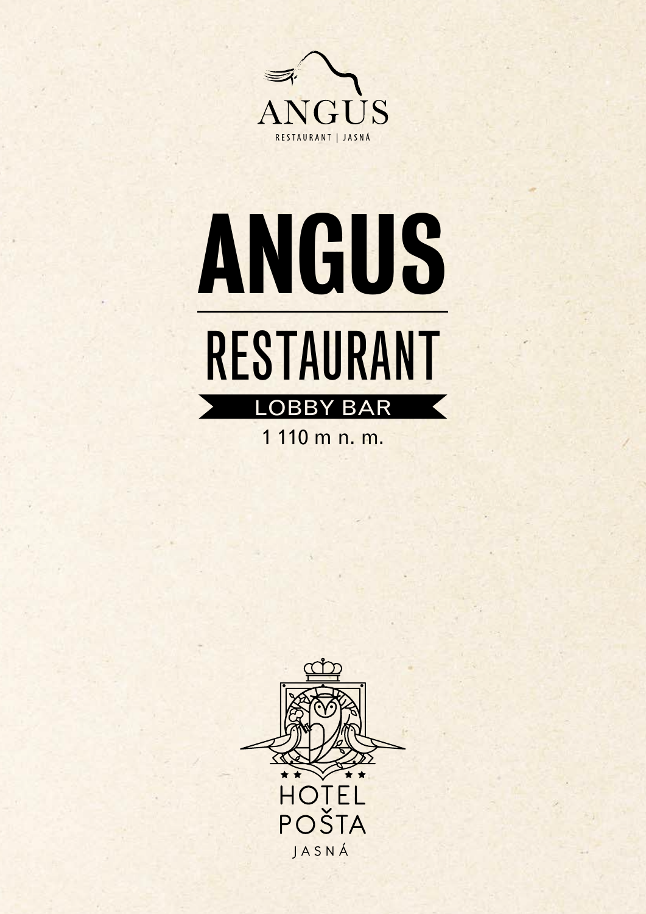ANGUS

RESTAURANT | JASNÁ

# ANGUS

## RESTAURANT

LOBBY BAR

1 110 m n. m.

HOTEL
POŠTA
JASNÁ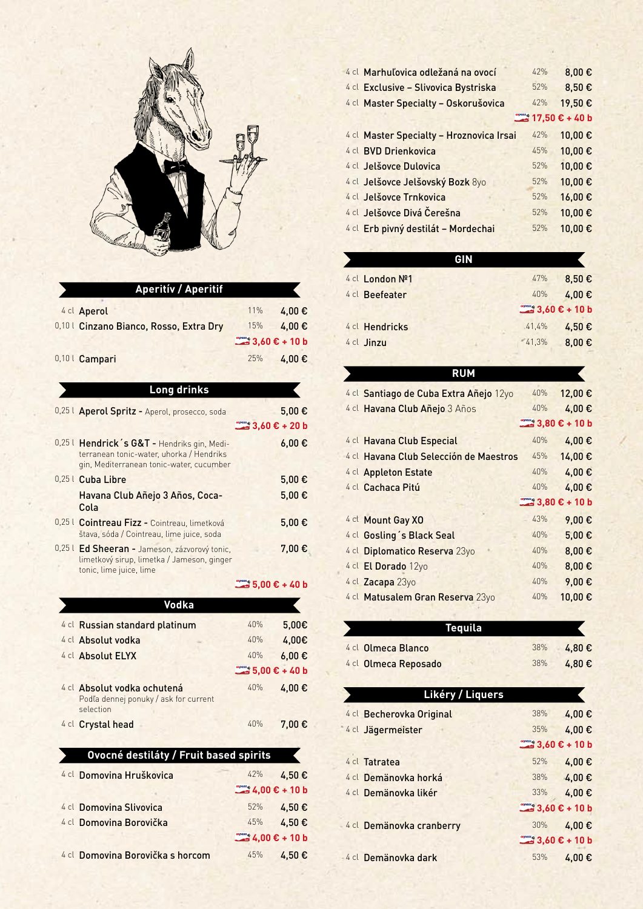## Aperitív / Aperitif

| | | | |
|---|---|---|---|
| 4 cl | **Aperol** | 11% | 4,00 € |
| 0,10 l | **Cinzano Bianco, Rosso, Extra Dry** | 15% | 4,00 € |
| | | | 3,60 € + 10 b |
| 0,10 l | **Campari** | 25% | 4,00 € |

## Long drinks

| | | |
|---|---|---|
| 0,25 l | **Aperol Spritz** - Aperol, prosecco, soda | 5,00 € |
| | | 3,60 € + 20 b |
| 0,25 l | **Hendrick´s G&T** - Hendriks gin, Mediterranean tonic-water, uhorka / Hendriks gin, Mediterranean tonic-water, cucumber | 6,00 € |
| 0,25 l | **Cuba Libre** | 5,00 € |
| | **Havana Club Añejo 3 Años, Coca-Cola** | 5,00 € |
| 0,25 l | **Cointreau Fizz** - Cointreau, limetková šťava, sóda / Cointreau, lime juice, soda | 5,00 € |
| 0,25 l | **Ed Sheeran** - Jameson, zázvorový tonic, limetkový sirup, limetka / Jameson, ginger tonic, lime juice, lime | 7,00 € |
| | | 5,00 € + 40 b |

## Vodka

| | | | |
|---|---|---|---|
| 4 cl | **Russian standard platinum** | 40% | 5,00€ |
| 4 cl | **Absolut vodka** | 40% | 4,00€ |
| 4 cl | **Absolut ELYX** | 40% | 6,00 € |
| | | | 5,00 € + 40 b |
| 4 cl | **Absolut vodka ochutená** Podľa dennej ponuky / ask for current selection | 40% | 4,00 € |
| 4 cl | **Crystal head** | 40% | 7,00 € |

## Ovocné destiláty / Fruit based spirits

| | | | |
|---|---|---|---|
| 4 cl | **Domovina Hruškovica** | 42% | 4,50 € |
| | | | 4,00 € + 10 b |
| 4 cl | **Domovina Slivovica** | 52% | 4,50 € |
| 4 cl | **Domovina Borovička** | 45% | 4,50 € |
| | | | 4,00 € + 10 b |
| 4 cl | **Domovina Borovička s horcom** | 45% | 4,50 € |
| 4 cl | **Marhuľovica odležaná na ovocí** | 42% | 8,00 € |
| 4 cl | **Exclusive – Slivovica Bystriska** | 52% | 8,50 € |
| 4 cl | **Master Specialty – Oskorušovica** | 42% | 19,50 € |
| | | | 17,50 € + 40 b |
| 4 cl | **Master Specialty – Hroznovica Irsai** | 42% | 10,00 € |
| 4 cl | **BVD Drienkovica** | 45% | 10,00 € |
| 4 cl | **Jelšovce Dulovica** | 52% | 10,00 € |
| 4 cl | **Jelšovce Jelšovský Bozk** 8yo | 52% | 10,00 € |
| 4 cl | **Jelšovce Trnkovica** | 52% | 16,00 € |
| 4 cl | **Jelšovce Divá Čerešna** | 52% | 10,00 € |
| 4 cl | **Erb pivný destilát – Mordechai** | 52% | 10,00 € |

## GIN

| | | | |
|---|---|---|---|
| 4 cl | **London №1** | 47% | 8,50 € |
| 4 cl | **Beefeater** | 40% | 4,00 € |
| | | | 3,60 € + 10 b |
| 4 cl | **Hendricks** | 41,4% | 4,50 € |
| 4 cl | **Jinzu** | 41,3% | 8,00 € |

## RUM

| | | | |
|---|---|---|---|
| 4 cl | **Santiago de Cuba Extra Añejo** 12yo | 40% | 12,00 € |
| 4 cl | **Havana Club Añejo** 3 Años | 40% | 4,00 € |
| | | | 3,80 € + 10 b |
| 4 cl | **Havana Club Especial** | 40% | 4,00 € |
| 4 cl | **Havana Club Selección de Maestros** | 45% | 14,00 € |
| 4 cl | **Appleton Estate** | 40% | 4,00 € |
| 4 cl | **Cachaca Pitú** | 40% | 4,00 € |
| | | | 3,80 € + 10 b |
| 4 cl | **Mount Gay XO** | 43% | 9,00 € |
| 4 cl | **Gosling´s Black Seal** | 40% | 5,00 € |
| 4 cl | **Diplomatico Reserva** 23yo | 40% | 8,00 € |
| 4 cl | **El Dorado** 12yo | 40% | 8,00 € |
| 4 cl | **Zacapa** 23yo | 40% | 9,00 € |
| 4 cl | **Matusalem Gran Reserva** 23yo | 40% | 10,00 € |

## Tequila

| | | | |
|---|---|---|---|
| 4 cl | **Olmeca Blanco** | 38% | 4,80 € |
| 4 cl | **Olmeca Reposado** | 38% | 4,80 € |

## Likéry / Liquers

| | | | |
|---|---|---|---|
| 4 cl | **Becherovka Original** | 38% | 4,00 € |
| 4 cl | **Jägermeister** | 35% | 4,00 € |
| | | | 3,60 € + 10 b |
| 4 cl | **Tatratea** | 52% | 4,00 € |
| 4 cl | **Demänovka horká** | 38% | 4,00 € |
| 4 cl | **Demänovka likér** | 33% | 4,00 € |
| | | | 3,60 € + 10 b |
| 4 cl | **Demänovka cranberry** | 30% | 4,00 € |
| | | | 3,60 € + 10 b |
| 4 cl | **Demänovka dark** | 53% | 4,00 € |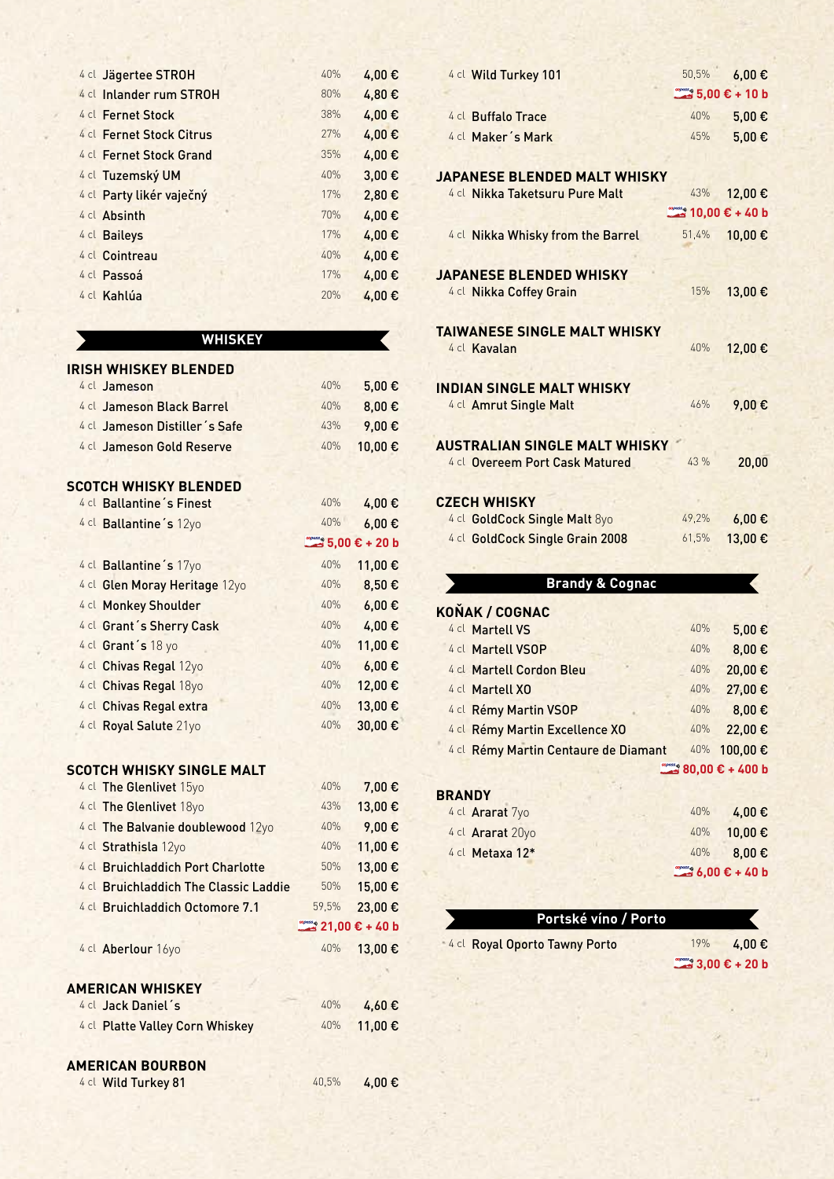| | | |
|---|---|---|
| 4 cl **Jägertee STROH** | 40% | 4,00 € |
| 4 cl **Inlander rum STROH** | 80% | 4,80 € |
| 4 cl **Fernet Stock** | 38% | 4,00 € |
| 4 cl **Fernet Stock Citrus** | 27% | 4,00 € |
| 4 cl **Fernet Stock Grand** | 35% | 4,00 € |
| 4 cl **Tuzemský UM** | 40% | 3,00 € |
| 4 cl **Party likér vaječný** | 17% | 2,80 € |
| 4 cl **Absinth** | 70% | 4,00 € |
| 4 cl **Baileys** | 17% | 4,00 € |
| 4 cl **Cointreau** | 40% | 4,00 € |
| 4 cl **Passoá** | 17% | 4,00 € |
| 4 cl **Kahlúa** | 20% | 4,00 € |

## WHISKEY

### IRISH WHISKEY BLENDED

| | | |
|---|---|---|
| 4 cl **Jameson** | 40% | 5,00 € |
| 4 cl **Jameson Black Barrel** | 40% | 8,00 € |
| 4 cl **Jameson Distiller´s Safe** | 43% | 9,00 € |
| 4 cl **Jameson Gold Reserve** | 40% | 10,00 € |

### SCOTCH WHISKY BLENDED

| | | |
|---|---|---|
| 4 cl **Ballantine´s Finest** | 40% | 4,00 € |
| 4 cl **Ballantine´s** 12yo | 40% | 6,00 € |
| | | 5,00 € + 20 b |
| 4 cl **Ballantine´s** 17yo | 40% | 11,00 € |
| 4 cl **Glen Moray Heritage** 12yo | 40% | 8,50 € |
| 4 cl **Monkey Shoulder** | 40% | 6,00 € |
| 4 cl **Grant´s Sherry Cask** | 40% | 4,00 € |
| 4 cl **Grant´s** 18 yo | 40% | 11,00 € |
| 4 cl **Chivas Regal** 12yo | 40% | 6,00 € |
| 4 cl **Chivas Regal** 18yo | 40% | 12,00 € |
| 4 cl **Chivas Regal extra** | 40% | 13,00 € |
| 4 cl **Royal Salute** 21yo | 40% | 30,00 € |

### SCOTCH WHISKY SINGLE MALT

| | | |
|---|---|---|
| 4 cl **The Glenlivet** 15yo | 40% | 7,00 € |
| 4 cl **The Glenlivet** 18yo | 43% | 13,00 € |
| 4 cl **The Balvanie doublewood** 12yo | 40% | 9,00 € |
| 4 cl **Strathisla** 12yo | 40% | 11,00 € |
| 4 cl **Bruichladdich Port Charlotte** | 50% | 13,00 € |
| 4 cl **Bruichladdich The Classic Laddie** | 50% | 15,00 € |
| 4 cl **Bruichladdich Octomore 7.1** | 59,5% | 23,00 € |
| | | 21,00 € + 40 b |
| 4 cl **Aberlour** 16yo | 40% | 13,00 € |

### AMERICAN WHISKEY

| | | |
|---|---|---|
| 4 cl **Jack Daniel´s** | 40% | 4,60 € |
| 4 cl **Platte Valley Corn Whiskey** | 40% | 11,00 € |

### AMERICAN BOURBON

| | | |
|---|---|---|
| 4 cl **Wild Turkey 81** | 40,5% | 4,00 € |
| 4 cl **Wild Turkey 101** | 50,5% | 6,00 € |
| | | 5,00 € + 10 b |
| 4 cl **Buffalo Trace** | 40% | 5,00 € |
| 4 cl **Maker´s Mark** | 45% | 5,00 € |

### JAPANESE BLENDED MALT WHISKY

| | | |
|---|---|---|
| 4 cl **Nikka Taketsuru Pure Malt** | 43% | 12,00 € |
| | | 10,00 € + 40 b |
| 4 cl **Nikka Whisky from the Barrel** | 51,4% | 10,00 € |

### JAPANESE BLENDED WHISKY

| | | |
|---|---|---|
| 4 cl **Nikka Coffey Grain** | 15% | 13,00 € |

### TAIWANESE SINGLE MALT WHISKY

| | | |
|---|---|---|
| 4 cl **Kavalan** | 40% | 12,00 € |

### INDIAN SINGLE MALT WHISKY

| | | |
|---|---|---|
| 4 cl **Amrut Single Malt** | 46% | 9,00 € |

### AUSTRALIAN SINGLE MALT WHISKY

| | | |
|---|---|---|
| 4 cl **Overeem Port Cask Matured** | 43 % | 20,00 |

### CZECH WHISKY

| | | |
|---|---|---|
| 4 cl **GoldCock Single Malt** 8yo | 49,2% | 6,00 € |
| 4 cl **GoldCock Single Grain 2008** | 61,5% | 13,00 € |

## Brandy & Cognac

### KOŇAK / COGNAC

| | | |
|---|---|---|
| 4 cl **Martell VS** | 40% | 5,00 € |
| 4 cl **Martell VSOP** | 40% | 8,00 € |
| 4 cl **Martell Cordon Bleu** | 40% | 20,00 € |
| 4 cl **Martell XO** | 40% | 27,00 € |
| 4 cl **Rémy Martin VSOP** | 40% | 8,00 € |
| 4 cl **Rémy Martin Excellence XO** | 40% | 22,00 € |
| 4 cl **Rémy Martin Centaure de Diamant** | 40% | 100,00 € |
| | | 80,00 € + 400 b |

### BRANDY

| | | |
|---|---|---|
| 4 cl **Ararat** 7yo | 40% | 4,00 € |
| 4 cl **Ararat** 20yo | 40% | 10,00 € |
| 4 cl **Metaxa 12*** | 40% | 8,00 € |
| | | 6,00 € + 40 b |

## Portské víno / Porto

| | | |
|---|---|---|
| 4 cl **Royal Oporto Tawny Porto** | 19% | 4,00 € |
| | | 3,00 € + 20 b |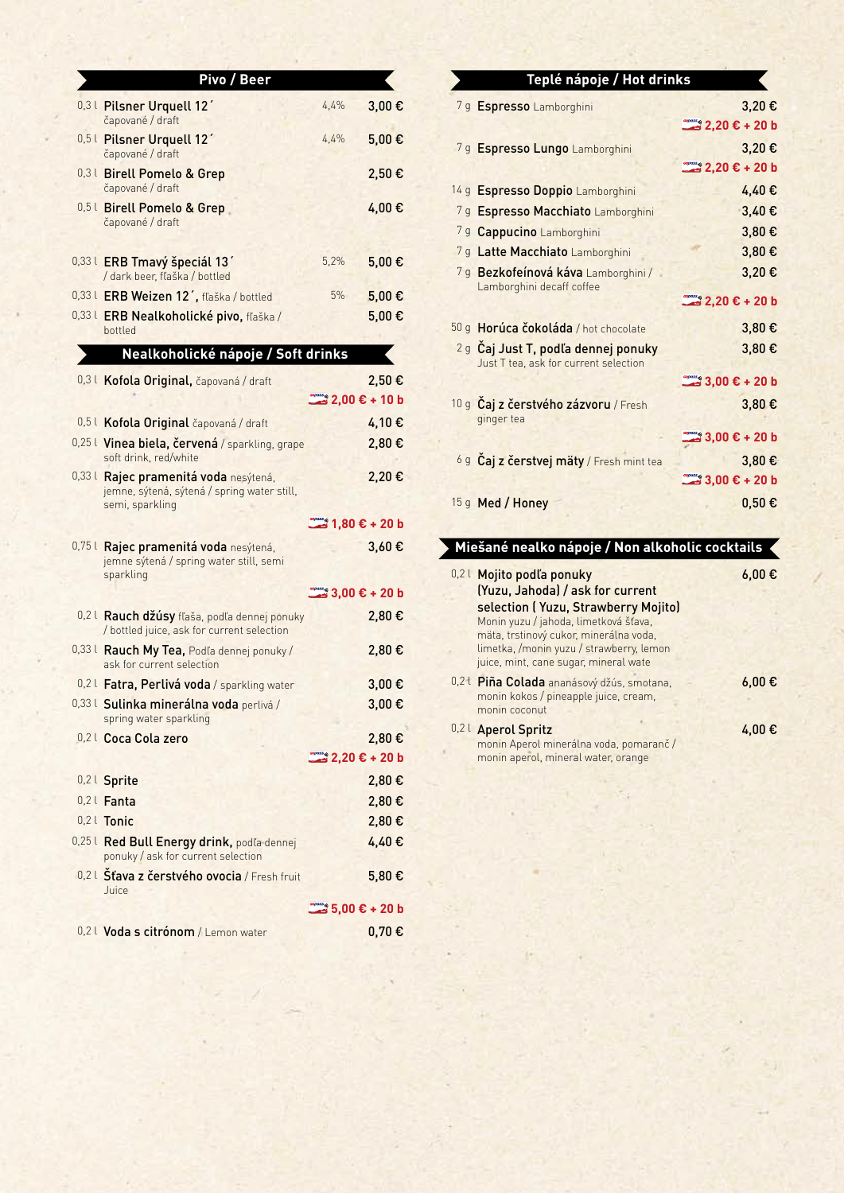## Pivo / Beer

| Objem | Názov | Alk. | Cena |
|---|---|---|---|
| 0,3 l | **Pilsner Urquell 12´** čapované / draft | 4,4% | 3,00 € |
| 0,5 l | **Pilsner Urquell 12´** čapované / draft | 4,4% | 5,00 € |
| 0,3 l | **Birell Pomelo & Grep** čapované / draft | | 2,50 € |
| 0,5 l | **Birell Pomelo & Grep** čapované / draft | | 4,00 € |
| 0,33 l | **ERB Tmavý špeciál 13´** / dark beer, fľaška / bottled | 5,2% | 5,00 € |
| 0,33 l | **ERB Weizen 12´,** fľaška / bottled | 5% | 5,00 € |
| 0,33 l | **ERB Nealkoholické pivo,** fľaška / bottled | | 5,00 € |

## Nealkoholické nápoje / Soft drinks

| Objem | Názov | Cena |
|---|---|---|
| 0,3 l | **Kofola Original,** čapovaná / draft | 2,50 € |
| | | 2,00 € + 10 b |
| 0,5 l | **Kofola Original** čapovaná / draft | 4,10 € |
| 0,25 l | **Vinea biela, červená** / sparkling, grape soft drink, red/white | 2,80 € |
| 0,33 l | **Rajec pramenitá voda** nesýtená, jemne, sýtená, sýtená / spring water still, semi, sparkling | 2,20 € |
| | | 1,80 € + 20 b |
| 0,75 l | **Rajec pramenitá voda** nesýtená, jemne sýtená / spring water still, semi sparkling | 3,60 € |
| | | 3,00 € + 20 b |
| 0,2 l | **Rauch džúsy** fľaša, podľa dennej ponuky / bottled juice, ask for current selection | 2,80 € |
| 0,33 l | **Rauch My Tea,** Podľa dennej ponuky / ask for current selection | 2,80 € |
| 0,2 l | **Fatra, Perlivá voda** / sparkling water | 3,00 € |
| 0,33 l | **Sulinka minerálna voda** perlivá / spring water sparkling | 3,00 € |
| 0,2 l | **Coca Cola zero** | 2,80 € |
| | | 2,20 € + 20 b |
| 0,2 l | **Sprite** | 2,80 € |
| 0,2 l | **Fanta** | 2,80 € |
| 0,2 l | **Tonic** | 2,80 € |
| 0,25 l | **Red Bull Energy drink,** podľa dennej ponuky / ask for current selection | 4,40 € |
| 0,2 l | **Šťava z čerstvého ovocia** / Fresh fruit Juice | 5,80 € |
| | | 5,00 € + 20 b |
| 0,2 l | **Voda s citrónom** / Lemon water | 0,70 € |

## Teplé nápoje / Hot drinks

| Gramáž | Názov | Cena |
|---|---|---|
| 7 g | **Espresso** Lamborghini | 3,20 € |
| | | 2,20 € + 20 b |
| 7 g | **Espresso Lungo** Lamborghini | 3,20 € |
| | | 2,20 € + 20 b |
| 14 g | **Espresso Doppio** Lamborghini | 4,40 € |
| 7 g | **Espresso Macchiato** Lamborghini | 3,40 € |
| 7 g | **Cappucino** Lamborghini | 3,80 € |
| 7 g | **Latte Macchiato** Lamborghini | 3,80 € |
| 7 g | **Bezkofeínová káva** Lamborghini / Lamborghini decaff coffee | 3,20 € |
| | | 2,20 € + 20 b |
| 50 g | **Horúca čokoláda** / hot chocolate | 3,80 € |
| 2 g | **Čaj Just T, podľa dennej ponuky** Just T tea, ask for current selection | 3,80 € |
| | | 3,00 € + 20 b |
| 10 g | **Čaj z čerstvého zázvoru** / Fresh ginger tea | 3,80 € |
| | | 3,00 € + 20 b |
| 6 g | **Čaj z čerstvej mäty** / Fresh mint tea | 3,80 € |
| | | 3,00 € + 20 b |
| 15 g | **Med / Honey** | 0,50 € |

## Miešané nealko nápoje / Non alkoholic cocktails

| Objem | Názov | Cena |
|---|---|---|
| 0,2 l | **Mojito podľa ponuky (Yuzu, Jahoda) / ask for current selection ( Yuzu, Strawberry Mojito)** Monin yuzu / jahoda, limetková šťava, mäta, trstinový cukor, minerálna voda, limetka, /monin yuzu / strawberry, lemon juice, mint, cane sugar, mineral wate | 6,00 € |
| 0,2 l | **Piña Colada** ananásový džús, smotana, monin kokos / pineapple juice, cream, monin coconut | 6,00 € |
| 0,2 l | **Aperol Spritz** monin Aperol minerálna voda, pomaranč / monin aperol, mineral water, orange | 4,00 € |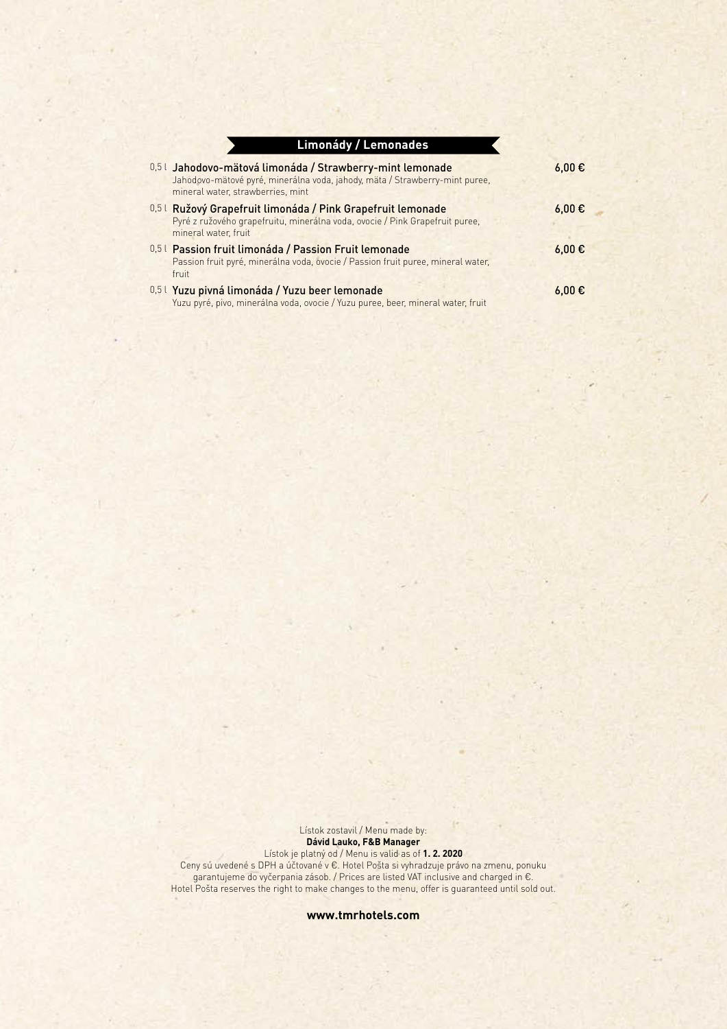## Limonády / Lemonades

0,5 l **Jahodovo-mätová limonáda / Strawberry-mint lemonade** — 6,00 €
Jahodovo-mätové pyré, minerálna voda, jahody, mäta / Strawberry-mint puree, mineral water, strawberries, mint

0,5 l **Ružový Grapefruit limonáda / Pink Grapefruit lemonade** — 6,00 €
Pyré z ružového grapefruitu, minerálna voda, ovocie / Pink Grapefruit puree, mineral water, fruit

0,5 l **Passion fruit limonáda / Passion Fruit lemonade** — 6,00 €
Passion fruit pyré, minerálna voda, ovocie / Passion fruit puree, mineral water, fruit

0,5 l **Yuzu pivná limonáda / Yuzu beer lemonade** — 6,00 €
Yuzu pyré, pivo, minerálna voda, ovocie / Yuzu puree, beer, mineral water, fruit

Lístok zostavil / Menu made by:
**Dávid Lauko, F&B Manager**
Lístok je platný od / Menu is valid as of **1. 2. 2020**
Ceny sú uvedené s DPH a účtované v €. Hotel Pošta si vyhradzuje právo na zmenu, ponuku garantujeme do vyčerpania zásob. / Prices are listed VAT inclusive and charged in €. Hotel Pošta reserves the right to make changes to the menu, offer is guaranteed until sold out.

**www.tmrhotels.com**